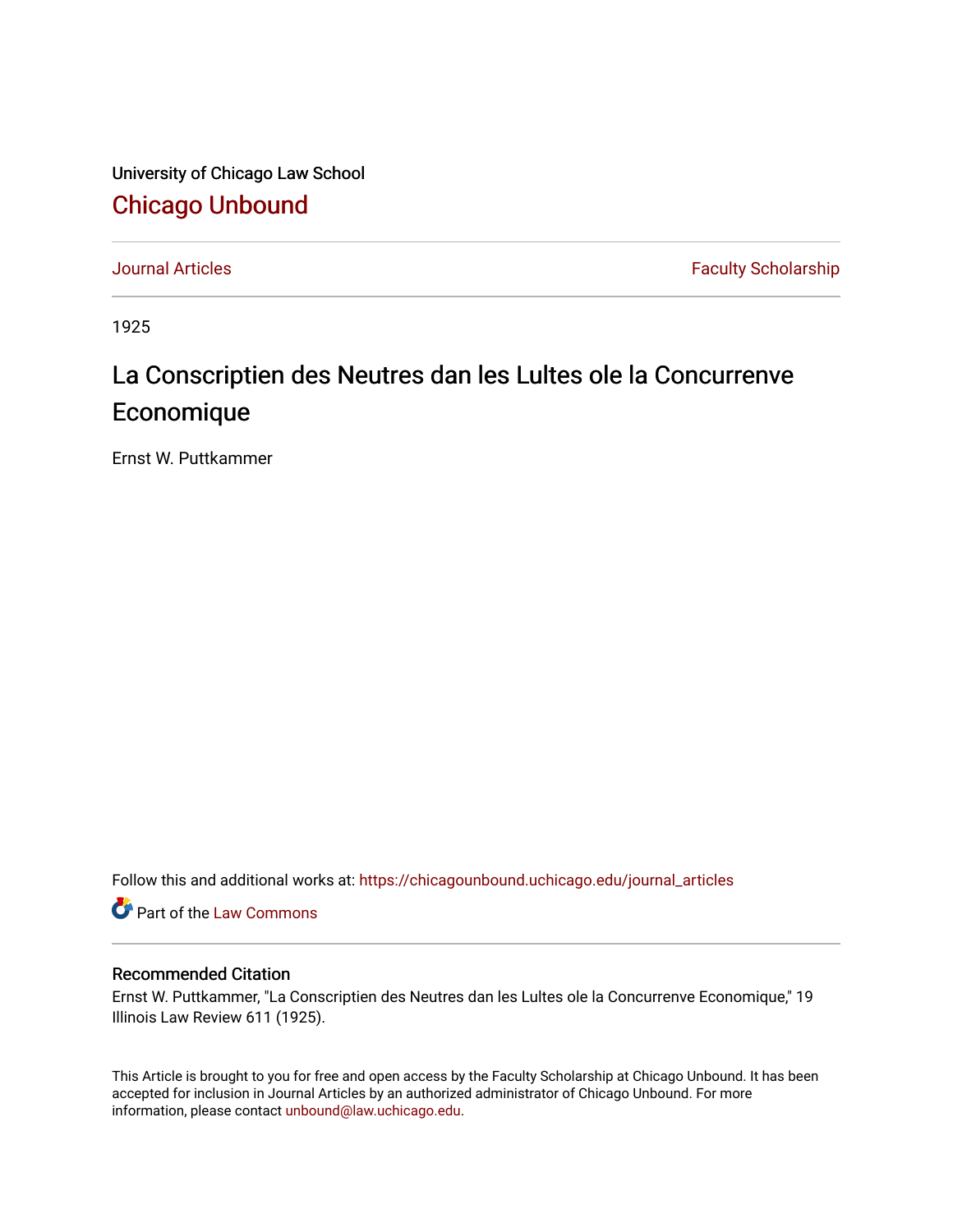University of Chicago Law School

Chicago Unbound

Journal Articles

Faculty Scholarship

1925

# La Conscriptien des Neutres dan les Lultes ole la Concurrenve Economique

Ernst W. Puttkammer

Follow this and additional works at: https://chicagounbound.uchicago.edu/journal_articles

Part of the Law Commons

## Recommended Citation

Ernst W. Puttkammer, "La Conscriptien des Neutres dan les Lultes ole la Concurrenve Economique," 19 Illinois Law Review 611 (1925).

This Article is brought to you for free and open access by the Faculty Scholarship at Chicago Unbound. It has been accepted for inclusion in Journal Articles by an authorized administrator of Chicago Unbound. For more information, please contact unbound@law.uchicago.edu.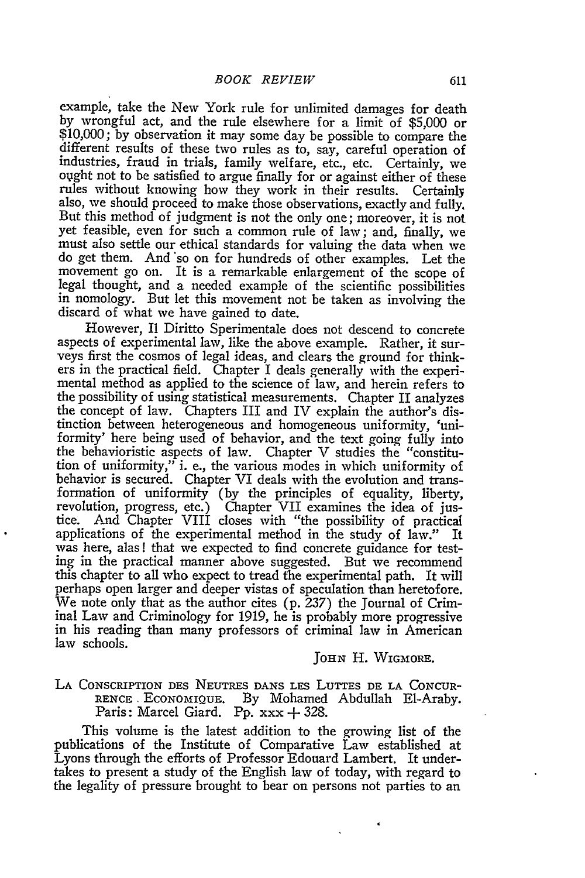example, take the New York rule for unlimited damages for death by wrongful act, and the rule elsewhere for a limit of $5,000 or $10,000; by observation it may some day be possible to compare the different results of these two rules as to, say, careful operation of industries, fraud in trials, family welfare, etc., etc. Certainly, we ought not to be satisfied to argue finally for or against either of these rules without knowing how they work in their results. Certainly also, we should proceed to make those observations, exactly and fully. But this method of judgment is not the only one; moreover, it is not yet feasible, even for such a common rule of law; and, finally, we must also settle our ethical standards for valuing the data when we do get them. And so on for hundreds of other examples. Let the movement go on. It is a remarkable enlargement of the scope of legal thought, and a needed example of the scientific possibilities in nomology. But let this movement not be taken as involving the discard of what we have gained to date.

However, Il Diritto Sperimentale does not descend to concrete aspects of experimental law, like the above example. Rather, it surveys first the cosmos of legal ideas, and clears the ground for thinkers in the practical field. Chapter I deals generally with the experimental method as applied to the science of law, and herein refers to the possibility of using statistical measurements. Chapter II analyzes the concept of law. Chapters III and IV explain the author's distinction between heterogeneous and homogeneous uniformity, 'uniformity' here being used of behavior, and the text going fully into the behavioristic aspects of law. Chapter V studies the "constitution of uniformity," i. e., the various modes in which uniformity of behavior is secured. Chapter VI deals with the evolution and transformation of uniformity (by the principles of equality, liberty, revolution, progress, etc.) Chapter VII examines the idea of justice. And Chapter VIII closes with "the possibility of practical applications of the experimental method in the study of law." It was here, alas! that we expected to find concrete guidance for testing in the practical manner above suggested. But we recommend this chapter to all who expect to tread the experimental path. It will perhaps open larger and deeper vistas of speculation than heretofore. We note only that as the author cites (p. 237) the Journal of Criminal Law and Criminology for 1919, he is probably more progressive in his reading than many professors of criminal law in American law schools.

JOHN H. WIGMORE.

LA CONSCRIPTION DES NEUTRES DANS LES LUTTES DE LA CONCURRENCE ECONOMIQUE. By Mohamed Abdullah El-Araby. Paris: Marcel Giard. Pp. xxx + 328.

This volume is the latest addition to the growing list of the publications of the Institute of Comparative Law established at Lyons through the efforts of Professor Edouard Lambert. It undertakes to present a study of the English law of today, with regard to the legality of pressure brought to bear on persons not parties to an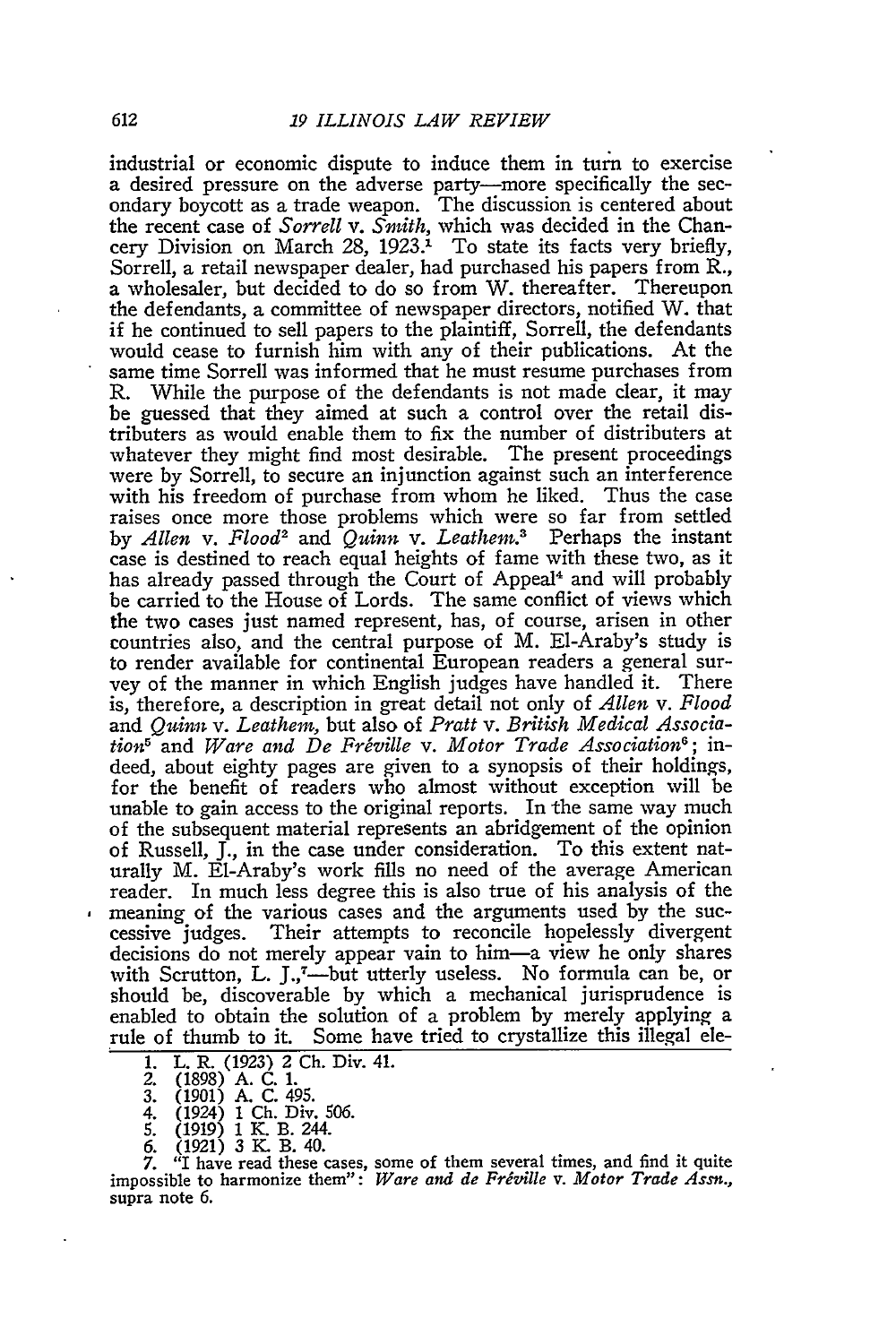industrial or economic dispute to induce them in turn to exercise a desired pressure on the adverse party—more specifically the secondary boycott as a trade weapon. The discussion is centered about the recent case of *Sorrell* v. *Smith*, which was decided in the Chancery Division on March 28, 1923.[1] To state its facts very briefly, Sorrell, a retail newspaper dealer, had purchased his papers from R., a wholesaler, but decided to do so from W. thereafter. Thereupon the defendants, a committee of newspaper directors, notified W. that if he continued to sell papers to the plaintiff, Sorrell, the defendants would cease to furnish him with any of their publications. At the same time Sorrell was informed that he must resume purchases from R. While the purpose of the defendants is not made clear, it may be guessed that they aimed at such a control over the retail distributers as would enable them to fix the number of distributers at whatever they might find most desirable. The present proceedings were by Sorrell, to secure an injunction against such an interference with his freedom of purchase from whom he liked. Thus the case raises once more those problems which were so far from settled by *Allen* v. *Flood*[2] and *Quinn* v. *Leathem*.[3] Perhaps the instant case is destined to reach equal heights of fame with these two, as it has already passed through the Court of Appeal[4] and will probably be carried to the House of Lords. The same conflict of views which the two cases just named represent, has, of course, arisen in other countries also, and the central purpose of M. El-Araby's study is to render available for continental European readers a general survey of the manner in which English judges have handled it. There is, therefore, a description in great detail not only of *Allen* v. *Flood* and *Quinn* v. *Leathem*, but also of *Pratt* v. *British Medical Association*[5] and *Ware and De Fréville* v. *Motor Trade Association*[6]; indeed, about eighty pages are given to a synopsis of their holdings, for the benefit of readers who almost without exception will be unable to gain access to the original reports. In the same way much of the subsequent material represents an abridgement of the opinion of Russell, J., in the case under consideration. To this extent naturally M. El-Araby's work fills no need of the average American reader. In much less degree this is also true of his analysis of the meaning of the various cases and the arguments used by the successive judges. Their attempts to reconcile hopelessly divergent decisions do not merely appear vain to him—a view he only shares with Scrutton, L. J.,[7]—but utterly useless. No formula can be, or should be, discoverable by which a mechanical jurisprudence is enabled to obtain the solution of a problem by merely applying a rule of thumb to it. Some have tried to crystallize this illegal ele-

1. L. R. (1923) 2 Ch. Div. 41.
2. (1898) A. C. 1.
3. (1901) A. C. 495.
4. (1924) 1 Ch. Div. 506.
5. (1919) 1 K. B. 244.
6. (1921) 3 K. B. 40.
7. "I have read these cases, some of them several times, and find it quite impossible to harmonize them": *Ware and de Fréville* v. *Motor Trade Assn.*, supra note 6.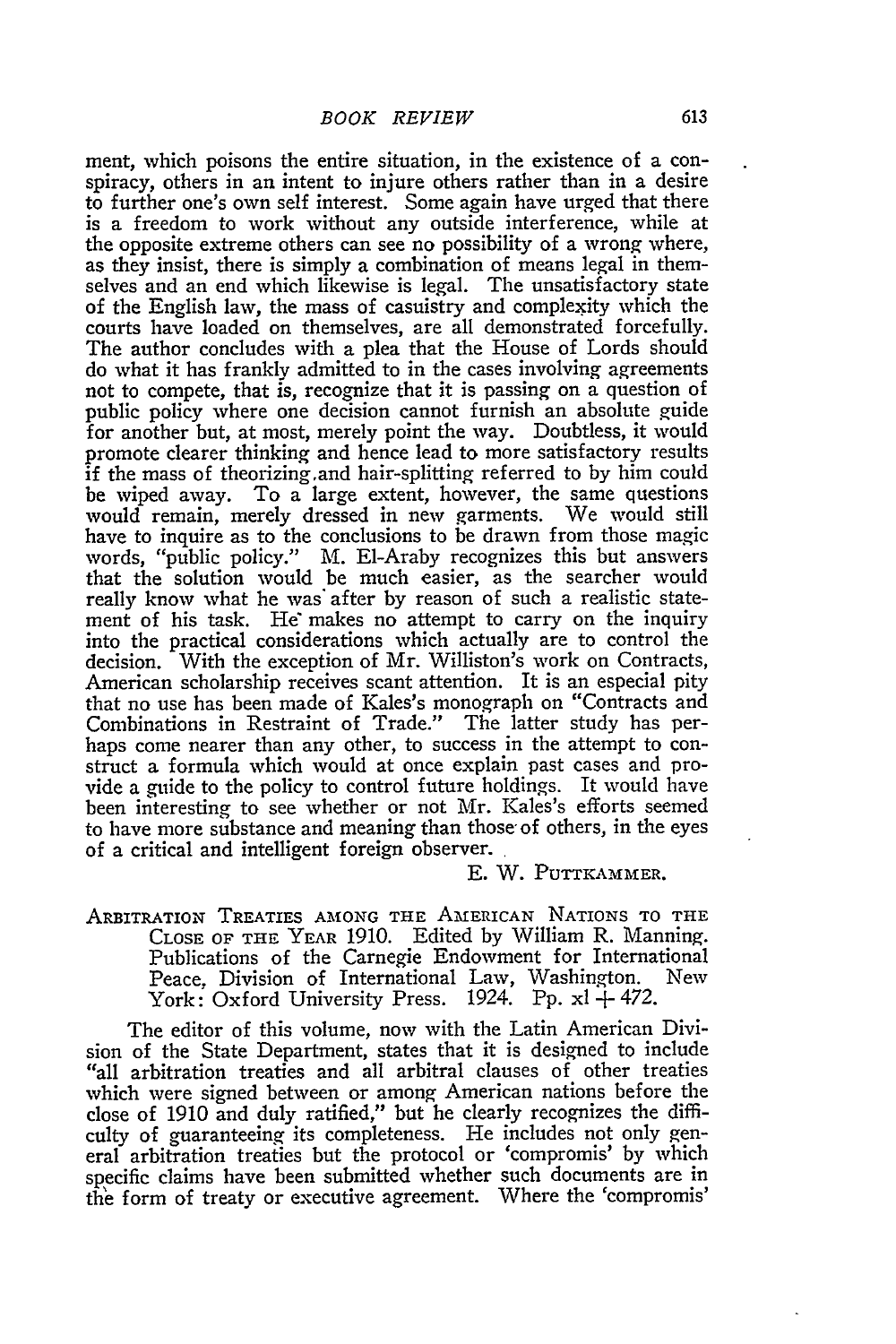ment, which poisons the entire situation, in the existence of a conspiracy, others in an intent to injure others rather than in a desire to further one's own self interest. Some again have urged that there is a freedom to work without any outside interference, while at the opposite extreme others can see no possibility of a wrong where, as they insist, there is simply a combination of means legal in themselves and an end which likewise is legal. The unsatisfactory state of the English law, the mass of casuistry and complexity which the courts have loaded on themselves, are all demonstrated forcefully. The author concludes with a plea that the House of Lords should do what it has frankly admitted to in the cases involving agreements not to compete, that is, recognize that it is passing on a question of public policy where one decision cannot furnish an absolute guide for another but, at most, merely point the way. Doubtless, it would promote clearer thinking and hence lead to more satisfactory results if the mass of theorizing and hair-splitting referred to by him could be wiped away. To a large extent, however, the same questions would remain, merely dressed in new garments. We would still have to inquire as to the conclusions to be drawn from those magic words, "public policy." M. El-Araby recognizes this but answers that the solution would be much easier, as the searcher would really know what he was after by reason of such a realistic statement of his task. He makes no attempt to carry on the inquiry into the practical considerations which actually are to control the decision. With the exception of Mr. Williston's work on Contracts, American scholarship receives scant attention. It is an especial pity that no use has been made of Kales's monograph on "Contracts and Combinations in Restraint of Trade." The latter study has perhaps come nearer than any other, to success in the attempt to construct a formula which would at once explain past cases and provide a guide to the policy to control future holdings. It would have been interesting to see whether or not Mr. Kales's efforts seemed to have more substance and meaning than those of others, in the eyes of a critical and intelligent foreign observer.

E. W. PUTTKAMMER.

ARBITRATION TREATIES AMONG THE AMERICAN NATIONS TO THE CLOSE OF THE YEAR 1910. Edited by William R. Manning. Publications of the Carnegie Endowment for International Peace, Division of International Law, Washington. New York: Oxford University Press. 1924. Pp. xl + 472.

The editor of this volume, now with the Latin American Division of the State Department, states that it is designed to include "all arbitration treaties and all arbitral clauses of other treaties which were signed between or among American nations before the close of 1910 and duly ratified," but he clearly recognizes the difficulty of guaranteeing its completeness. He includes not only general arbitration treaties but the protocol or 'compromis' by which specific claims have been submitted whether such documents are in the form of treaty or executive agreement. Where the 'compromis'